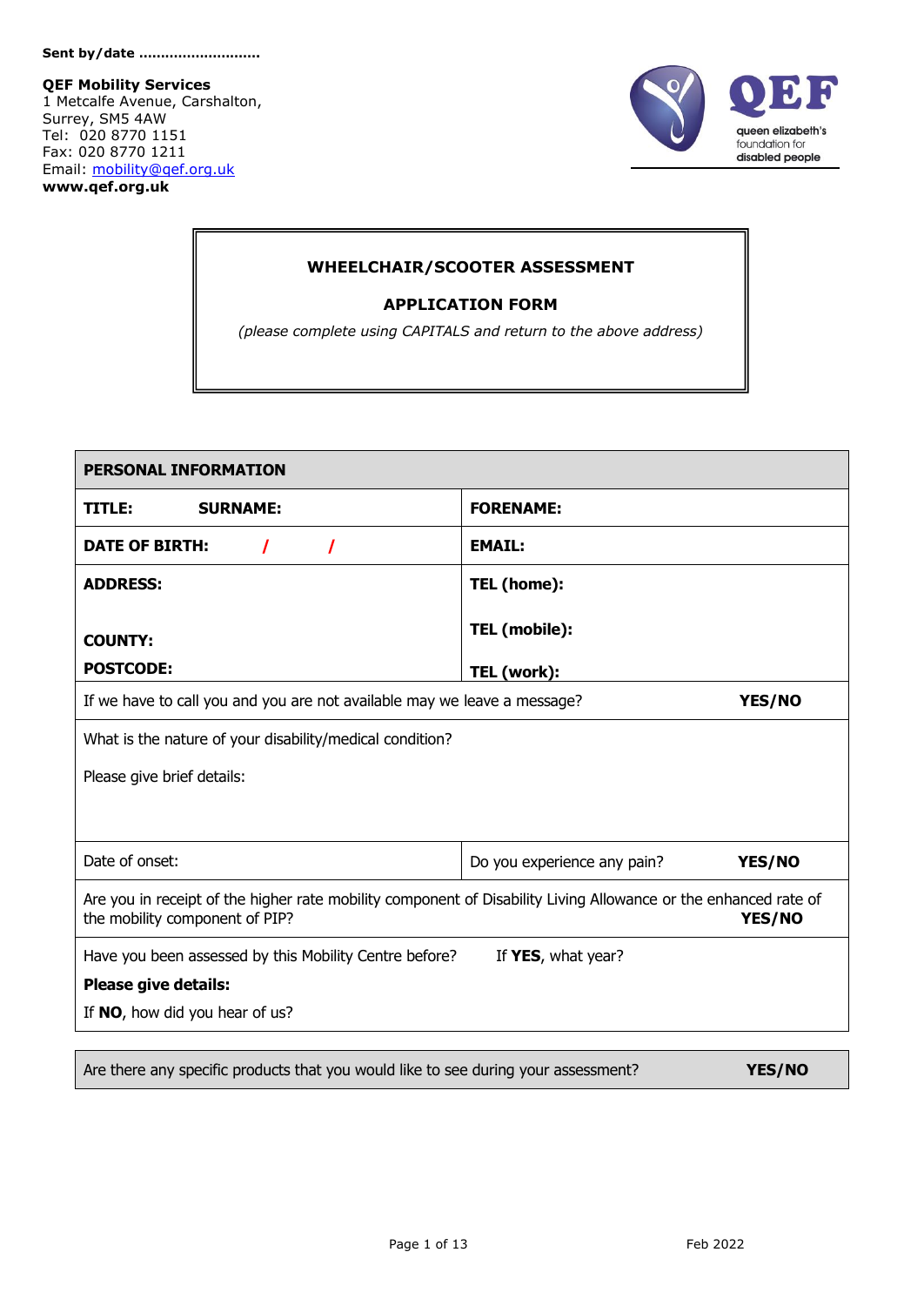**Sent by/date ..........................**

**QEF Mobility Services**
1 Metcalfe Avenue, Carshalton,
Surrey, SM5 4AW
Tel: 020 8770 1151
Fax: 020 8770 1211
Email: mobility@qef.org.uk
**www.qef.org.uk**

QEF
queen elizabeth's foundation for disabled people

## WHEELCHAIR/SCOOTER ASSESSMENT

## APPLICATION FORM

*(please complete using CAPITALS and return to the above address)*

| **PERSONAL INFORMATION** | |
|---|---|
| **TITLE:** **SURNAME:** | **FORENAME:** |
| **DATE OF BIRTH:** / / | **EMAIL:** |
| **ADDRESS:**<br><br>**COUNTY:**<br>**POSTCODE:** | **TEL (home):**<br><br>**TEL (mobile):**<br><br>**TEL (work):** |
| If we have to call you and you are not available may we leave a message? **YES/NO** | |
| What is the nature of your disability/medical condition?<br><br>Please give brief details: | |
| Date of onset: | Do you experience any pain? **YES/NO** |
| Are you in receipt of the higher rate mobility component of Disability Living Allowance or the enhanced rate of the mobility component of PIP? **YES/NO** | |
| Have you been assessed by this Mobility Centre before? If **YES**, what year?<br>**Please give details:**<br>If **NO**, how did you hear of us? | |

| Are there any specific products that you would like to see during your assessment? | **YES/NO** |
|---|---|

Feb 2022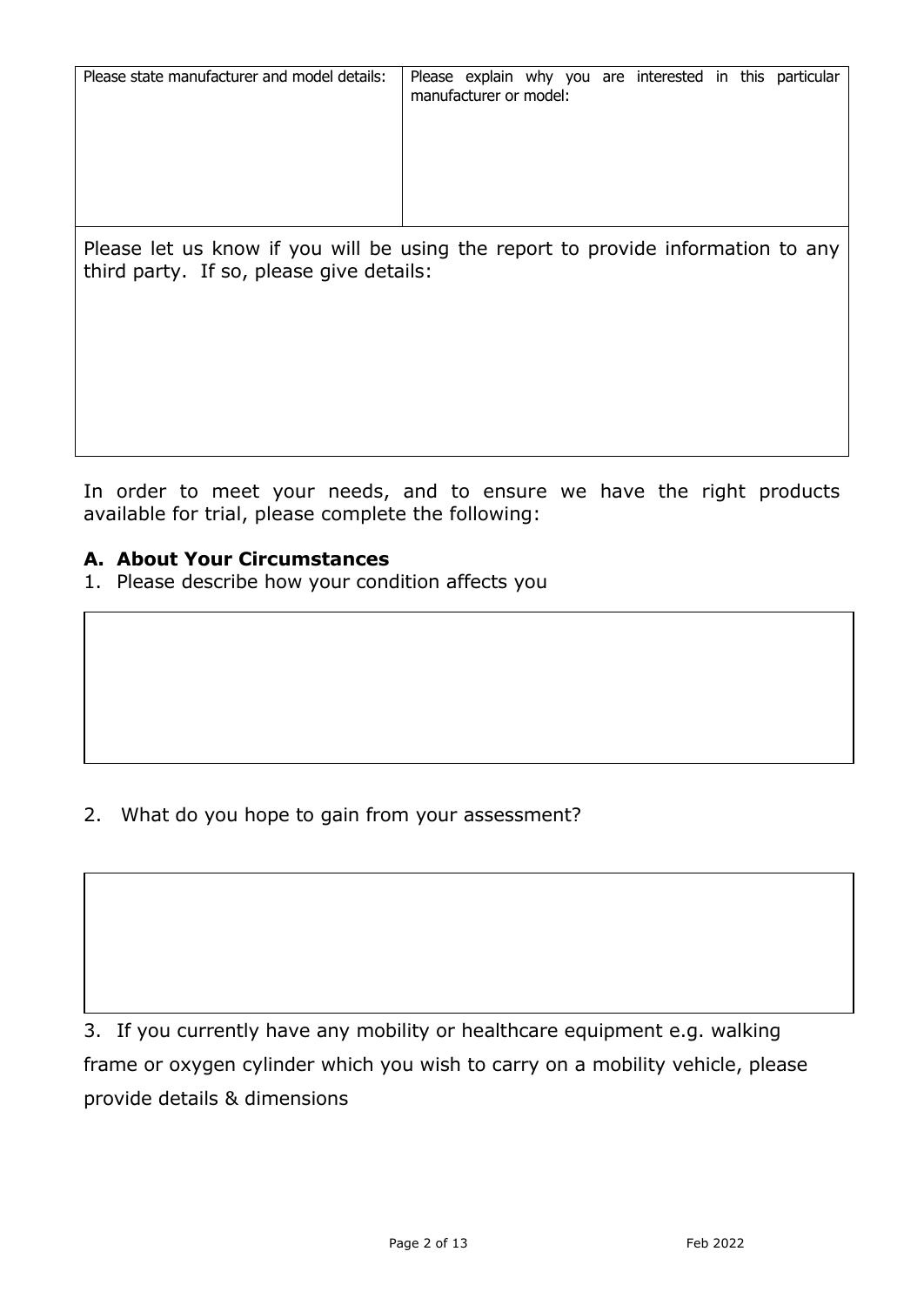| Please state manufacturer and model details: | Please explain why you are interested in this particular manufacturer or model: |
| --- | --- |
| | |

Please let us know if you will be using the report to provide information to any third party. If so, please give details:

In order to meet your needs, and to ensure we have the right products available for trial, please complete the following:

## A. About Your Circumstances

1. Please describe how your condition affects you

2. What do you hope to gain from your assessment?

3. If you currently have any mobility or healthcare equipment e.g. walking frame or oxygen cylinder which you wish to carry on a mobility vehicle, please provide details & dimensions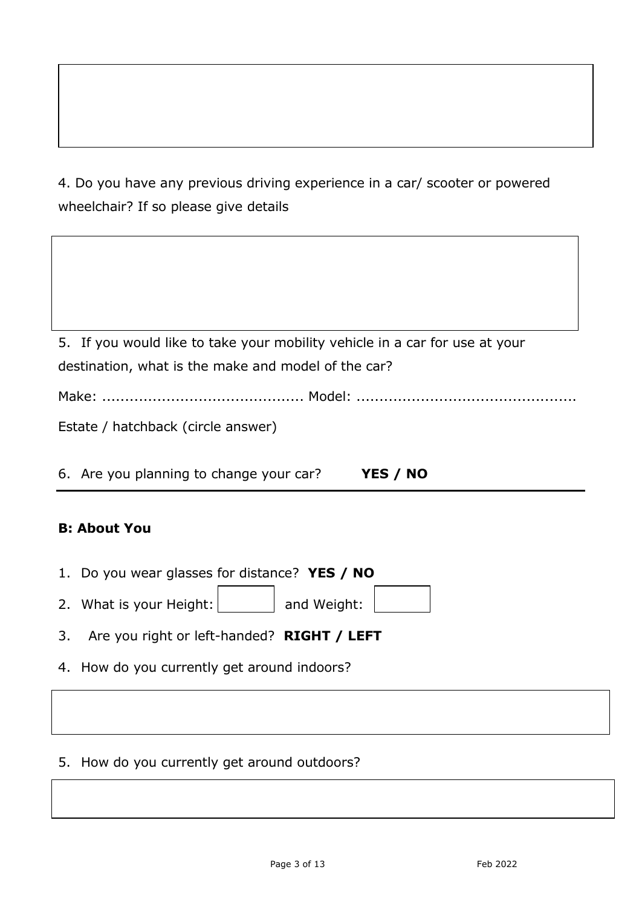4. Do you have any previous driving experience in a car/ scooter or powered wheelchair? If so please give details

5. If you would like to take your mobility vehicle in a car for use at your destination, what is the make and model of the car?

Make: ........................................... Model: ...............................................

Estate / hatchback (circle answer)

6. Are you planning to change your car? **YES / NO**

---

**B: About You**

1. Do you wear glasses for distance? **YES / NO**
2. What is your Height: ______ and Weight: ______
3. Are you right or left-handed? **RIGHT / LEFT**
4. How do you currently get around indoors?

5. How do you currently get around outdoors?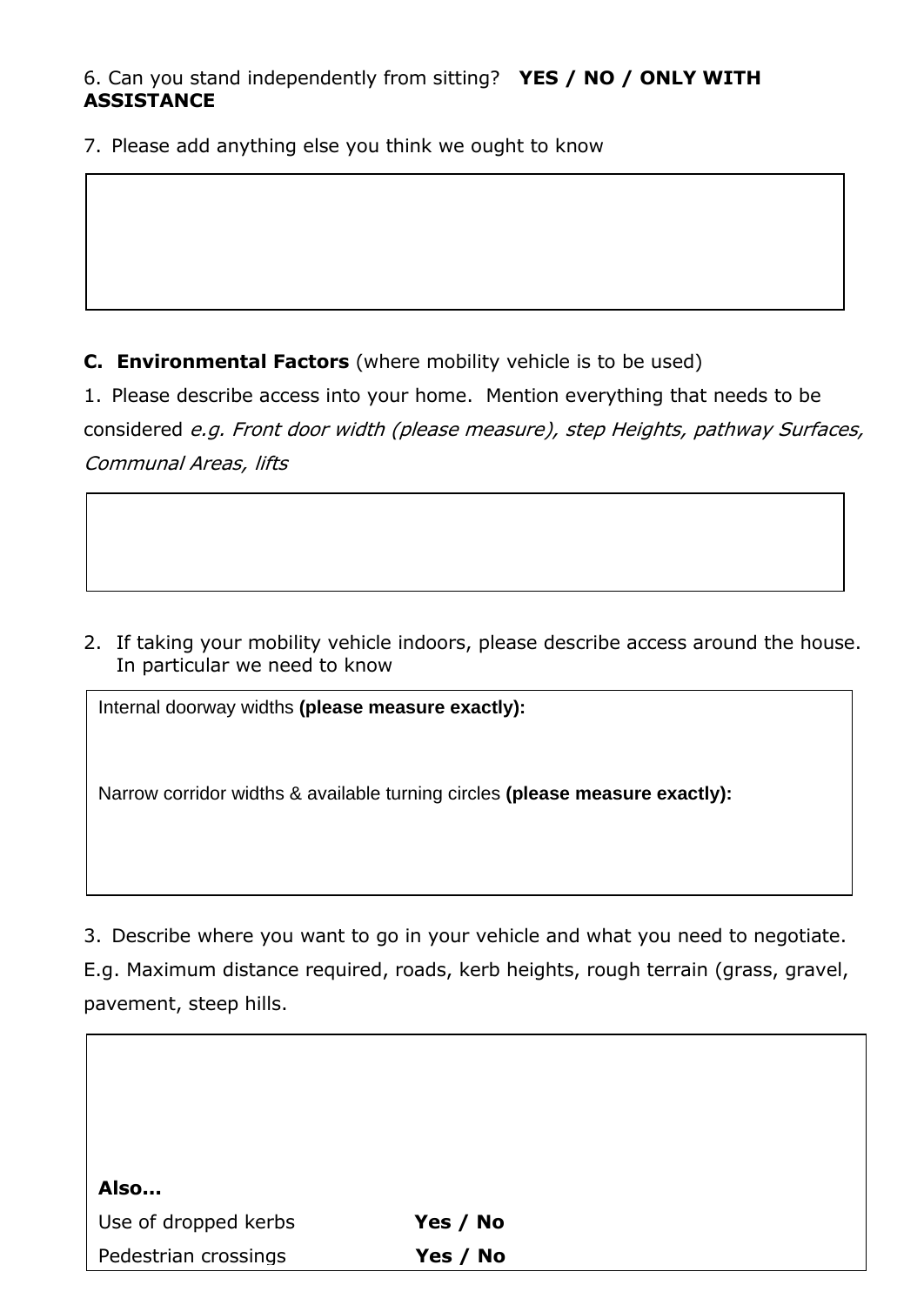6. Can you stand independently from sitting? **YES / NO / ONLY WITH ASSISTANCE**

7. Please add anything else you think we ought to know

**C. Environmental Factors** (where mobility vehicle is to be used)

1. Please describe access into your home. Mention everything that needs to be considered *e.g. Front door width (please measure), step Heights, pathway Surfaces, Communal Areas, lifts*

2. If taking your mobility vehicle indoors, please describe access around the house. In particular we need to know

Internal doorway widths **(please measure exactly):**

Narrow corridor widths & available turning circles **(please measure exactly):**

3. Describe where you want to go in your vehicle and what you need to negotiate. E.g. Maximum distance required, roads, kerb heights, rough terrain (grass, gravel, pavement, steep hills.

**Also…**

| | |
|---|---|
| Use of dropped kerbs | **Yes / No** |
| Pedestrian crossings | **Yes / No** |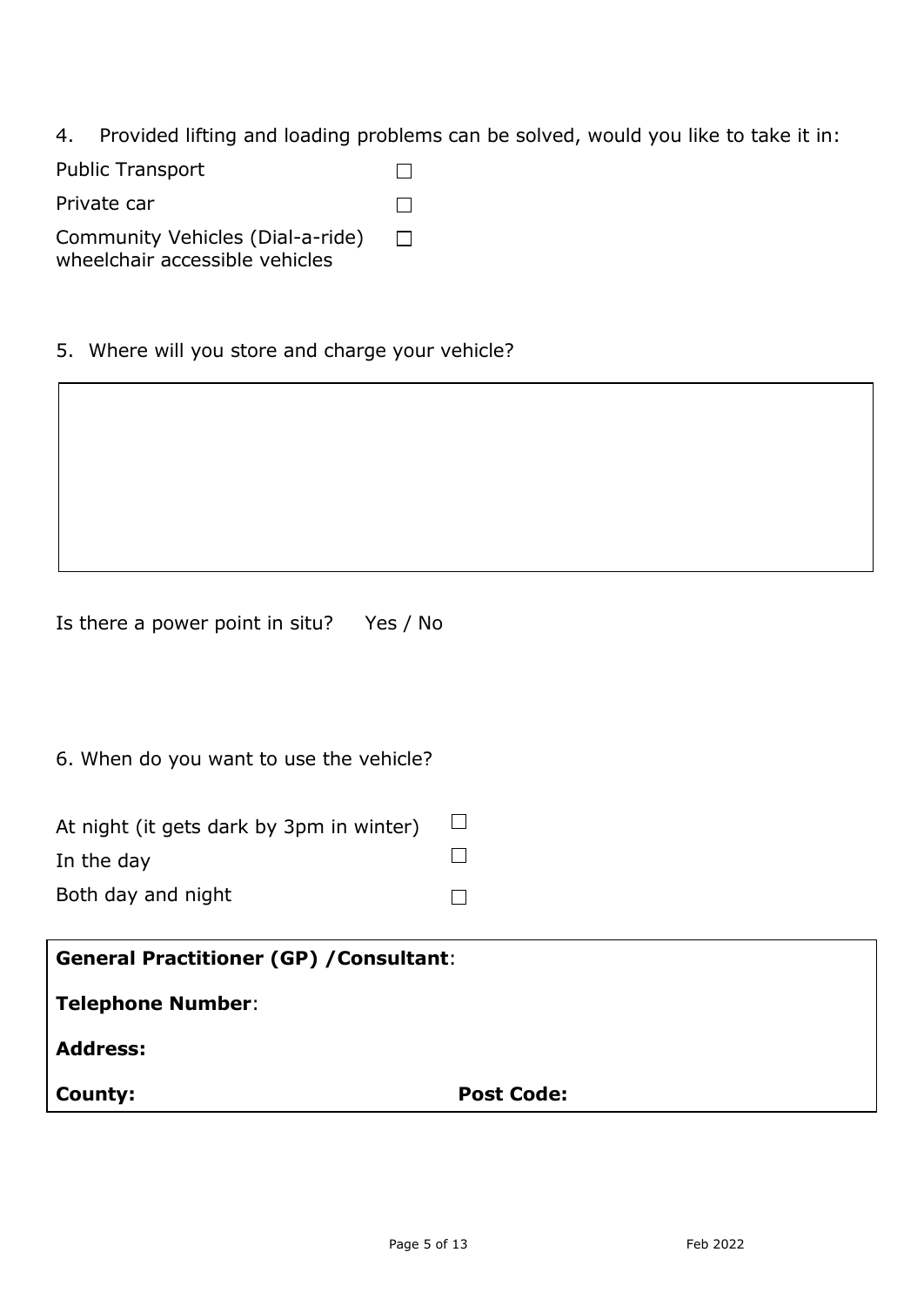4. Provided lifting and loading problems can be solved, would you like to take it in:

- Public Transport ☐
- Private car ☐
- Community Vehicles (Dial-a-ride) wheelchair accessible vehicles ☐

5. Where will you store and charge your vehicle?

|  |
|---|
|  |

Is there a power point in situ? Yes / No

6. When do you want to use the vehicle?

- At night (it gets dark by 3pm in winter) ☐
- In the day ☐
- Both day and night ☐

| **General Practitioner (GP) /Consultant**: | |
|---|---|
| **Telephone Number**: | |
| **Address:** | |
| **County:** | **Post Code:** |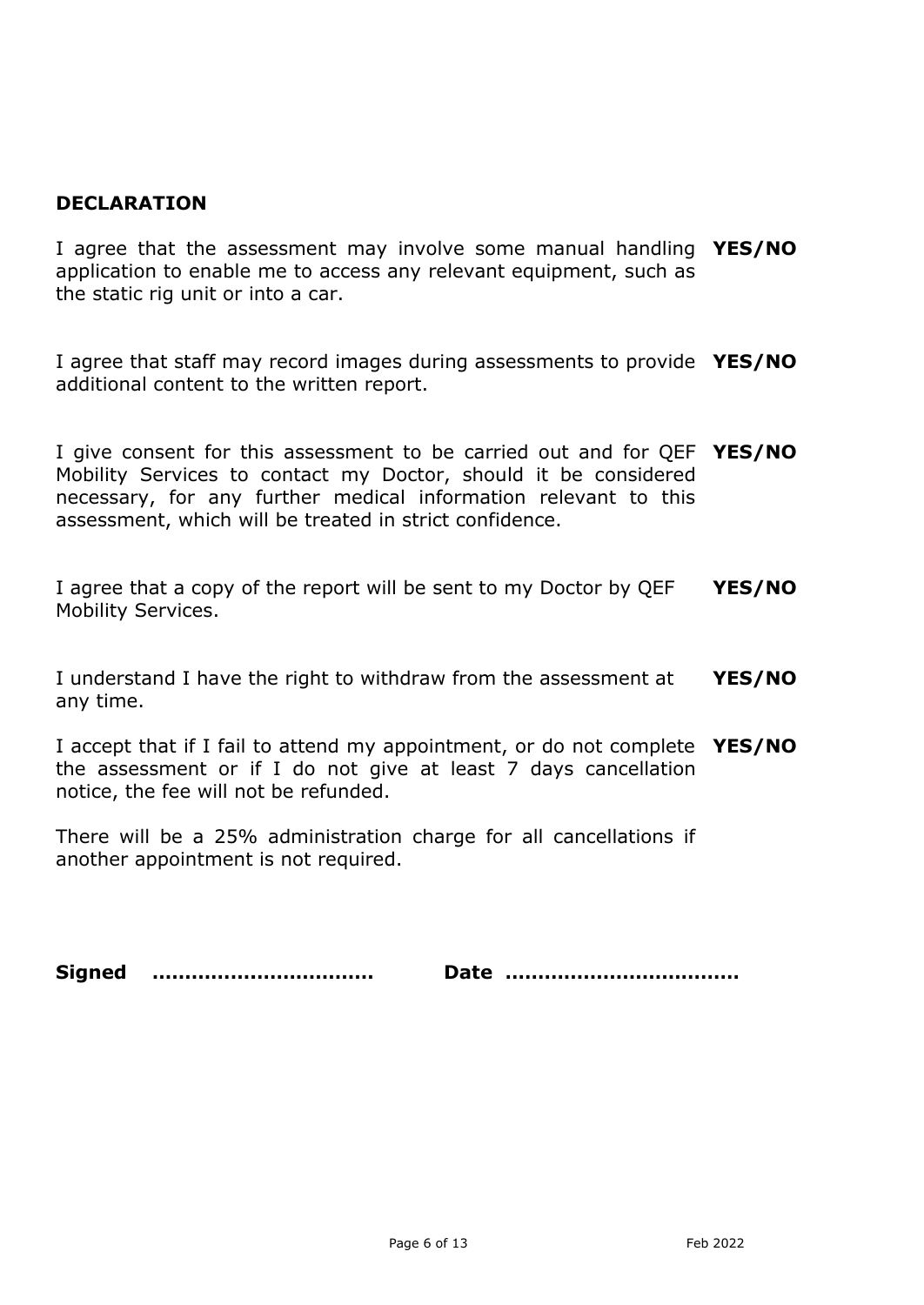## DECLARATION

| | |
|---|---|
| I agree that the assessment may involve some manual handling application to enable me to access any relevant equipment, such as the static rig unit or into a car. | **YES/NO** |
| I agree that staff may record images during assessments to provide additional content to the written report. | **YES/NO** |
| I give consent for this assessment to be carried out and for QEF Mobility Services to contact my Doctor, should it be considered necessary, for any further medical information relevant to this assessment, which will be treated in strict confidence. | **YES/NO** |
| I agree that a copy of the report will be sent to my Doctor by QEF Mobility Services. | **YES/NO** |
| I understand I have the right to withdraw from the assessment at any time. | **YES/NO** |
| I accept that if I fail to attend my appointment, or do not complete the assessment or if I do not give at least 7 days cancellation notice, the fee will not be refunded. | **YES/NO** |

There will be a 25% administration charge for all cancellations if another appointment is not required.

**Signed** ................................ **Date** ..................................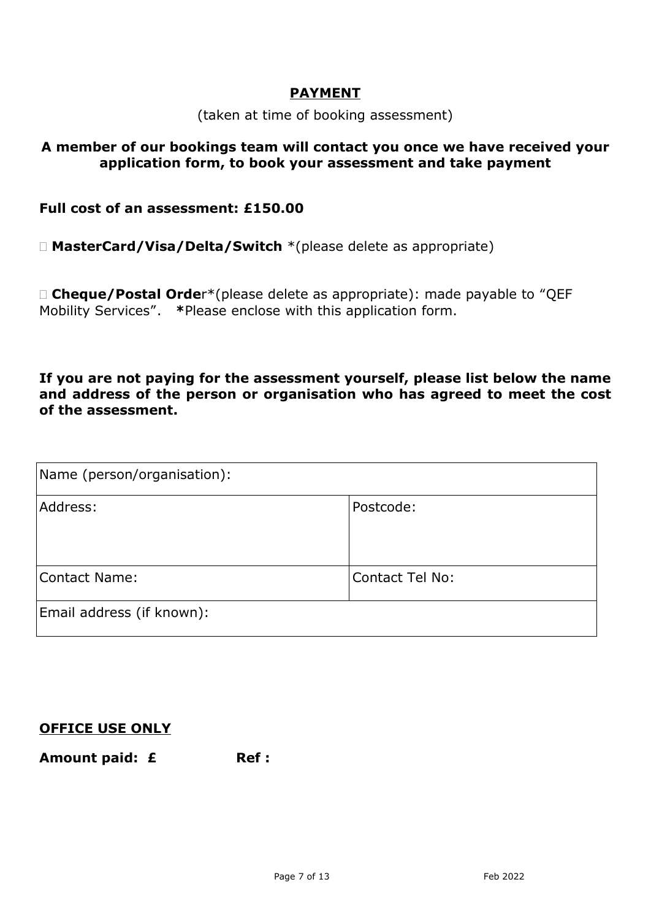## PAYMENT

(taken at time of booking assessment)

**A member of our bookings team will contact you once we have received your application form, to book your assessment and take payment**

**Full cost of an assessment: £150.00**

□ **MasterCard/Visa/Delta/Switch** *(please delete as appropriate)

□ **Cheque/Postal Orde**r*(please delete as appropriate): made payable to "QEF Mobility Services". ***Please enclose with this application form.

**If you are not paying for the assessment yourself, please list below the name and address of the person or organisation who has agreed to meet the cost of the assessment.**

| Name (person/organisation): | |
|---|---|
| Address: | Postcode: |
| Contact Name: | Contact Tel No: |
| Email address (if known): | |

**OFFICE USE ONLY**

**Amount paid: £ Ref :**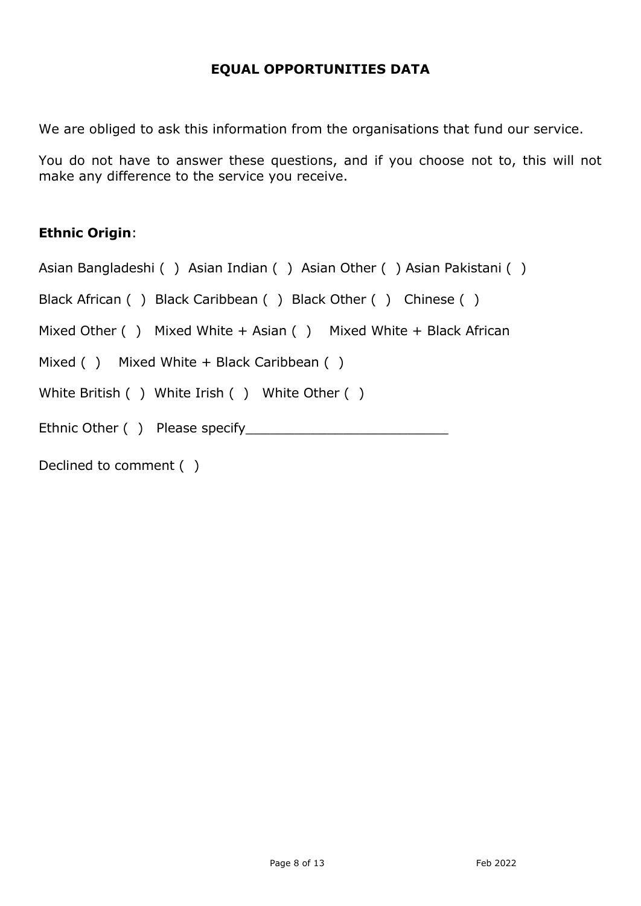## EQUAL OPPORTUNITIES DATA

We are obliged to ask this information from the organisations that fund our service.

You do not have to answer these questions, and if you choose not to, this will not make any difference to the service you receive.

**Ethnic Origin**:

Asian Bangladeshi ( ) Asian Indian ( ) Asian Other ( ) Asian Pakistani ( )

Black African ( ) Black Caribbean ( ) Black Other ( ) Chinese ( )

Mixed Other ( ) Mixed White + Asian ( ) Mixed White + Black African

Mixed ( ) Mixed White + Black Caribbean ( )

White British ( ) White Irish ( ) White Other ( )

Ethnic Other ( ) Please specify________________________

Declined to comment ( )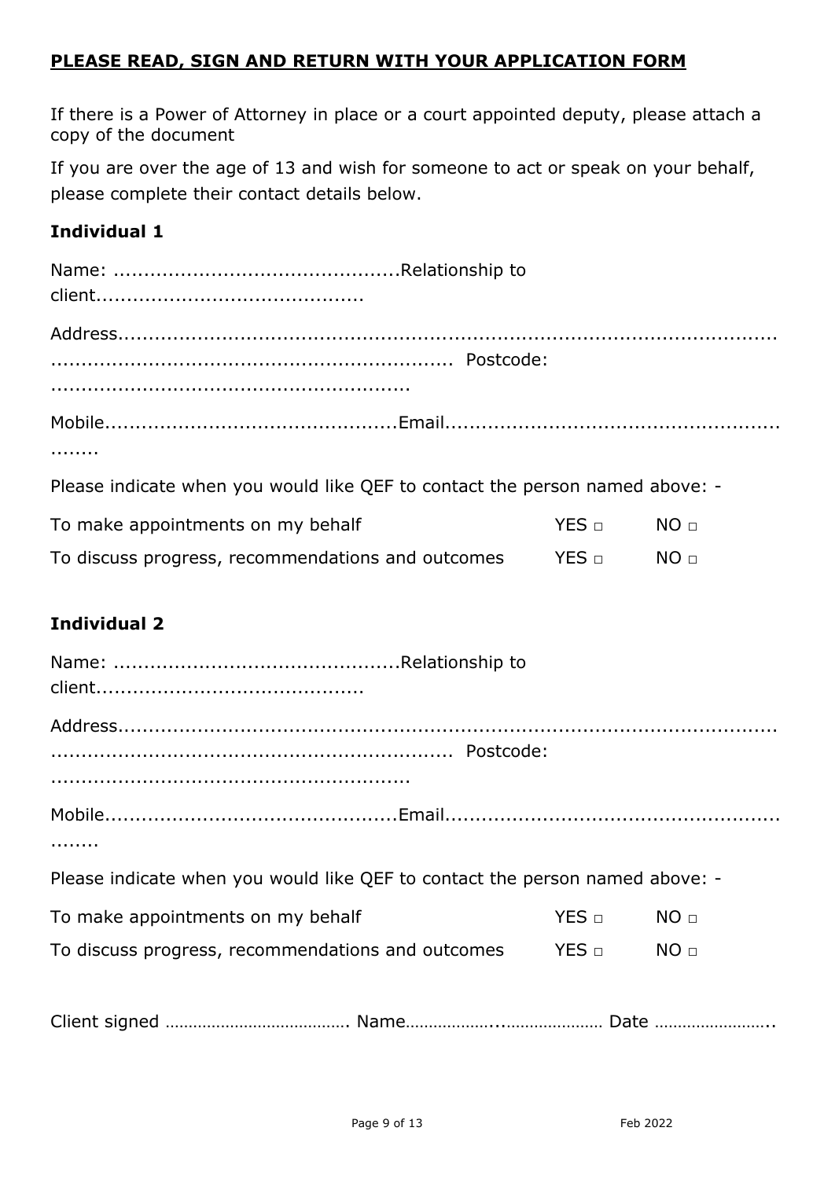**PLEASE READ, SIGN AND RETURN WITH YOUR APPLICATION FORM**

If there is a Power of Attorney in place or a court appointed deputy, please attach a copy of the document

If you are over the age of 13 and wish for someone to act or speak on your behalf, please complete their contact details below.

**Individual 1**

Name: ..............................................Relationship to client...........................................

Address.................................................................................................................................................................... Postcode: .........................................................

Mobile...............................................Email...............................................................

Please indicate when you would like QEF to contact the person named above: -

To make appointments on my behalf YES □ NO □

To discuss progress, recommendations and outcomes YES □ NO □

**Individual 2**

Name: ..............................................Relationship to client...........................................

Address.................................................................................................................................................................... Postcode: .........................................................

Mobile...............................................Email...............................................................

Please indicate when you would like QEF to contact the person named above: -

To make appointments on my behalf YES □ NO □

To discuss progress, recommendations and outcomes YES □ NO □

Client signed …………………………………. Name……………….………………… Date ……………………..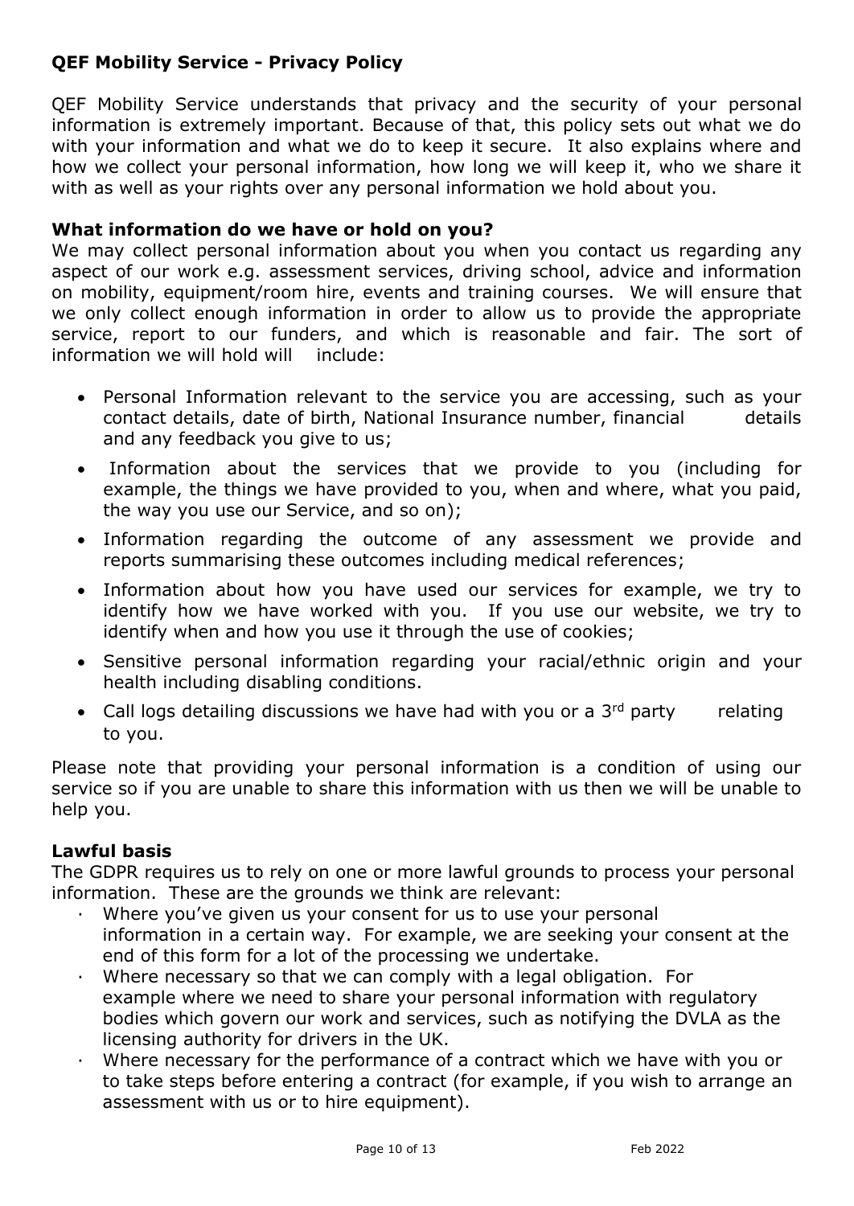## QEF Mobility Service - Privacy Policy

QEF Mobility Service understands that privacy and the security of your personal information is extremely important. Because of that, this policy sets out what we do with your information and what we do to keep it secure. It also explains where and how we collect your personal information, how long we will keep it, who we share it with as well as your rights over any personal information we hold about you.

### What information do we have or hold on you?

We may collect personal information about you when you contact us regarding any aspect of our work e.g. assessment services, driving school, advice and information on mobility, equipment/room hire, events and training courses. We will ensure that we only collect enough information in order to allow us to provide the appropriate service, report to our funders, and which is reasonable and fair. The sort of information we will hold will include:

- Personal Information relevant to the service you are accessing, such as your contact details, date of birth, National Insurance number, financial details and any feedback you give to us;
- Information about the services that we provide to you (including for example, the things we have provided to you, when and where, what you paid, the way you use our Service, and so on);
- Information regarding the outcome of any assessment we provide and reports summarising these outcomes including medical references;
- Information about how you have used our services for example, we try to identify how we have worked with you. If you use our website, we try to identify when and how you use it through the use of cookies;
- Sensitive personal information regarding your racial/ethnic origin and your health including disabling conditions.
- Call logs detailing discussions we have had with you or a 3rd party relating to you.

Please note that providing your personal information is a condition of using our service so if you are unable to share this information with us then we will be unable to help you.

### Lawful basis

The GDPR requires us to rely on one or more lawful grounds to process your personal information. These are the grounds we think are relevant:

- Where you've given us your consent for us to use your personal information in a certain way. For example, we are seeking your consent at the end of this form for a lot of the processing we undertake.
- Where necessary so that we can comply with a legal obligation. For example where we need to share your personal information with regulatory bodies which govern our work and services, such as notifying the DVLA as the licensing authority for drivers in the UK.
- Where necessary for the performance of a contract which we have with you or to take steps before entering a contract (for example, if you wish to arrange an assessment with us or to hire equipment).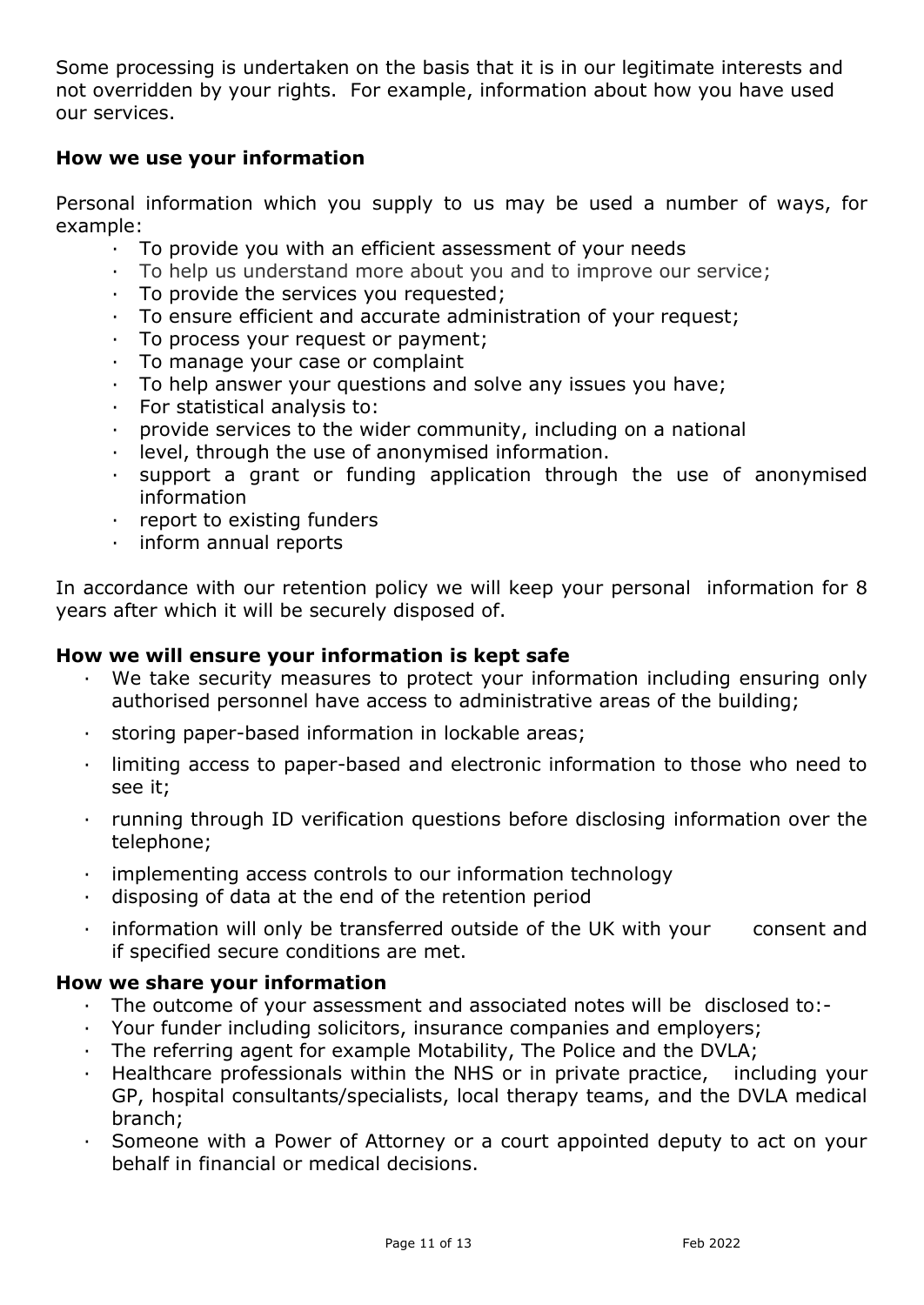Some processing is undertaken on the basis that it is in our legitimate interests and not overridden by your rights. For example, information about how you have used our services.

**How we use your information**

Personal information which you supply to us may be used a number of ways, for example:

- To provide you with an efficient assessment of your needs
- To help us understand more about you and to improve our service;
- To provide the services you requested;
- To ensure efficient and accurate administration of your request;
- To process your request or payment;
- To manage your case or complaint
- To help answer your questions and solve any issues you have;
- For statistical analysis to:
- provide services to the wider community, including on a national
- level, through the use of anonymised information.
- support a grant or funding application through the use of anonymised information
- report to existing funders
- inform annual reports

In accordance with our retention policy we will keep your personal information for 8 years after which it will be securely disposed of.

**How we will ensure your information is kept safe**

- We take security measures to protect your information including ensuring only authorised personnel have access to administrative areas of the building;
- storing paper-based information in lockable areas;
- limiting access to paper-based and electronic information to those who need to see it;
- running through ID verification questions before disclosing information over the telephone;
- implementing access controls to our information technology
- disposing of data at the end of the retention period
- information will only be transferred outside of the UK with your consent and if specified secure conditions are met.

**How we share your information**

- The outcome of your assessment and associated notes will be disclosed to:-
- Your funder including solicitors, insurance companies and employers;
- The referring agent for example Motability, The Police and the DVLA;
- Healthcare professionals within the NHS or in private practice, including your GP, hospital consultants/specialists, local therapy teams, and the DVLA medical branch;
- Someone with a Power of Attorney or a court appointed deputy to act on your behalf in financial or medical decisions.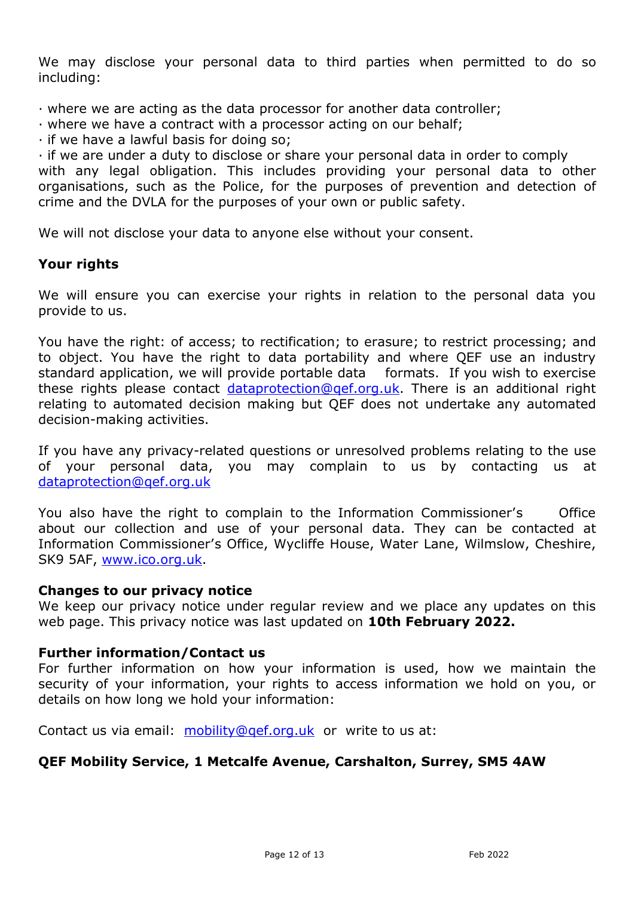We may disclose your personal data to third parties when permitted to do so including:

· where we are acting as the data processor for another data controller;
· where we have a contract with a processor acting on our behalf;
· if we have a lawful basis for doing so;
· if we are under a duty to disclose or share your personal data in order to comply with any legal obligation. This includes providing your personal data to other organisations, such as the Police, for the purposes of prevention and detection of crime and the DVLA for the purposes of your own or public safety.

We will not disclose your data to anyone else without your consent.

### Your rights

We will ensure you can exercise your rights in relation to the personal data you provide to us.

You have the right: of access; to rectification; to erasure; to restrict processing; and to object. You have the right to data portability and where QEF use an industry standard application, we will provide portable data formats. If you wish to exercise these rights please contact dataprotection@qef.org.uk. There is an additional right relating to automated decision making but QEF does not undertake any automated decision-making activities.

If you have any privacy-related questions or unresolved problems relating to the use of your personal data, you may complain to us by contacting us at dataprotection@qef.org.uk

You also have the right to complain to the Information Commissioner's Office about our collection and use of your personal data. They can be contacted at Information Commissioner's Office, Wycliffe House, Water Lane, Wilmslow, Cheshire, SK9 5AF, www.ico.org.uk.

### Changes to our privacy notice

We keep our privacy notice under regular review and we place any updates on this web page. This privacy notice was last updated on **10th February 2022.**

### Further information/Contact us

For further information on how your information is used, how we maintain the security of your information, your rights to access information we hold on you, or details on how long we hold your information:

Contact us via email: mobility@qef.org.uk or write to us at:

**QEF Mobility Service, 1 Metcalfe Avenue, Carshalton, Surrey, SM5 4AW**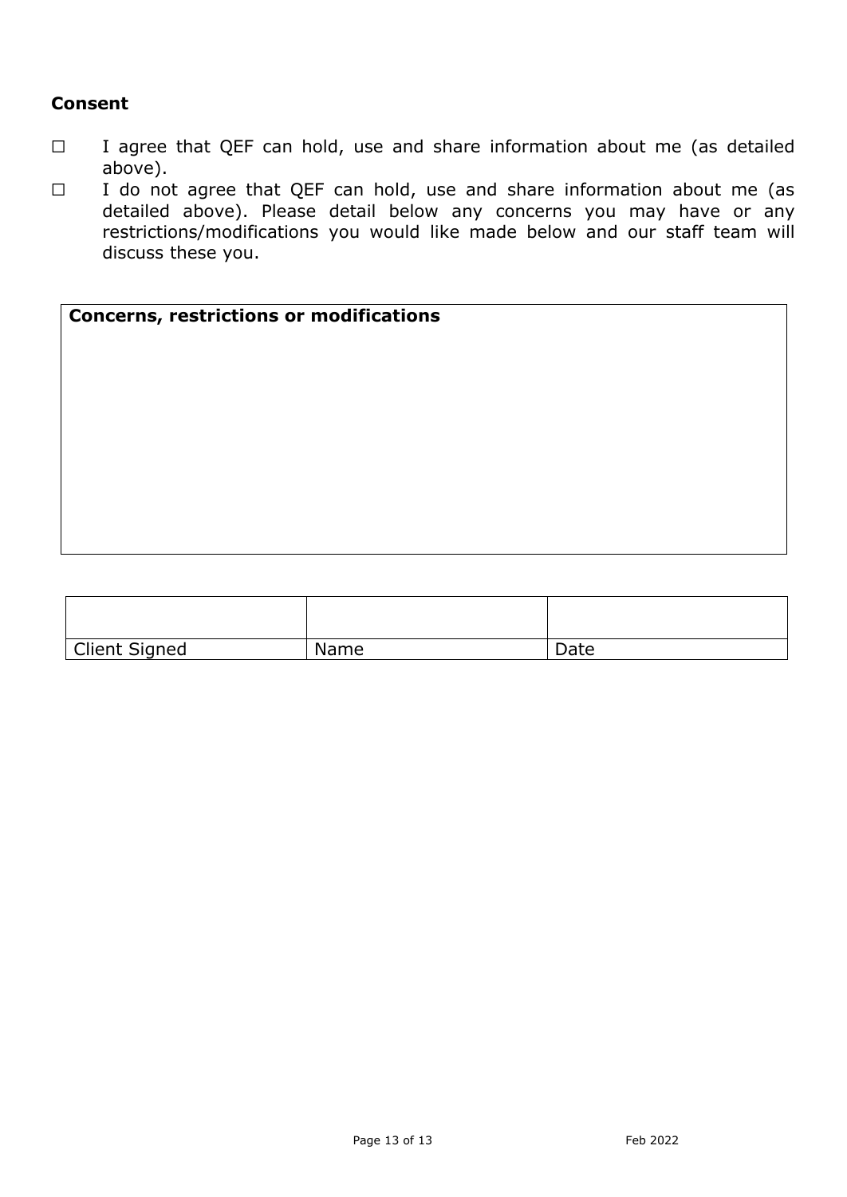**Consent**

☐ I agree that QEF can hold, use and share information about me (as detailed above).

☐ I do not agree that QEF can hold, use and share information about me (as detailed above). Please detail below any concerns you may have or any restrictions/modifications you would like made below and our staff team will discuss these you.

| **Concerns, restrictions or modifications** |
|---|
| |

| | | |
|---|---|---|
| | | |
| Client Signed | Name | Date |